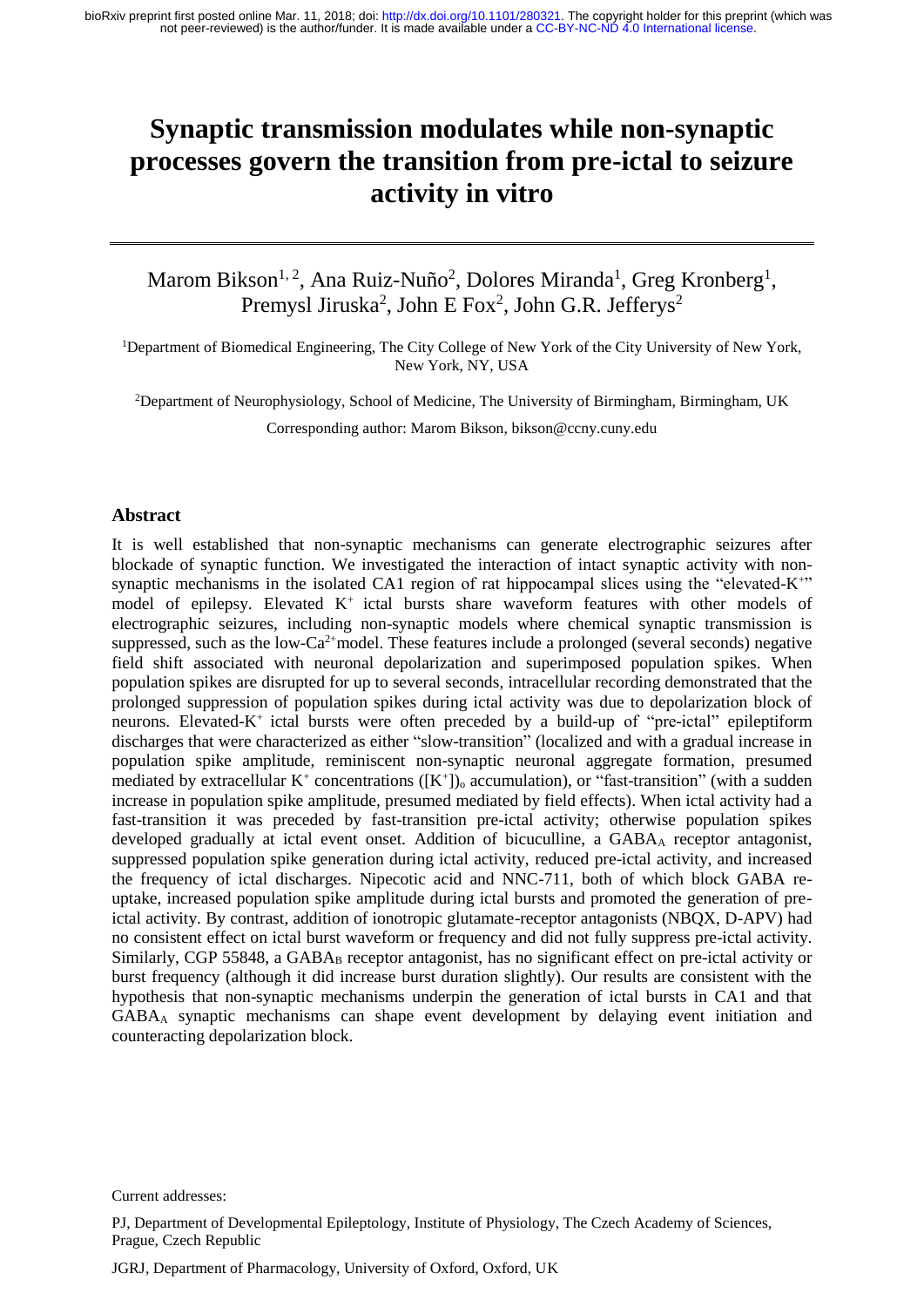# Synaptic transmission modulates while non-synaptic processes govern the transition from pre-ictal to seizure activity in vitro

Marom Bikson[1, 2], Ana Ruiz-Nuño[2], Dolores Miranda[1], Greg Kronberg[1], Premysl Jiruska[2], John E Fox[2], John G.R. Jefferys[2]

[1]Department of Biomedical Engineering, The City College of New York of the City University of New York, New York, NY, USA

[2]Department of Neurophysiology, School of Medicine, The University of Birmingham, Birmingham, UK

Corresponding author: Marom Bikson, bikson@ccny.cuny.edu

## Abstract

It is well established that non-synaptic mechanisms can generate electrographic seizures after blockade of synaptic function. We investigated the interaction of intact synaptic activity with non-synaptic mechanisms in the isolated CA1 region of rat hippocampal slices using the "elevated-$K^+$" model of epilepsy. Elevated $K^+$ ictal bursts share waveform features with other models of electrographic seizures, including non-synaptic models where chemical synaptic transmission is suppressed, such as the low-$Ca^{2+}$model. These features include a prolonged (several seconds) negative field shift associated with neuronal depolarization and superimposed population spikes. When population spikes are disrupted for up to several seconds, intracellular recording demonstrated that the prolonged suppression of population spikes during ictal activity was due to depolarization block of neurons. Elevated-$K^+$ ictal bursts were often preceded by a build-up of "pre-ictal" epileptiform discharges that were characterized as either "slow-transition" (localized and with a gradual increase in population spike amplitude, reminiscent non-synaptic neuronal aggregate formation, presumed mediated by extracellular $K^+$ concentrations ($[K^+]_o$ accumulation), or "fast-transition" (with a sudden increase in population spike amplitude, presumed mediated by field effects). When ictal activity had a fast-transition it was preceded by fast-transition pre-ictal activity; otherwise population spikes developed gradually at ictal event onset. Addition of bicuculline, a $GABA_A$ receptor antagonist, suppressed population spike generation during ictal activity, reduced pre-ictal activity, and increased the frequency of ictal discharges. Nipecotic acid and NNC-711, both of which block GABA re-uptake, increased population spike amplitude during ictal bursts and promoted the generation of pre-ictal activity. By contrast, addition of ionotropic glutamate-receptor antagonists (NBQX, D-APV) had no consistent effect on ictal burst waveform or frequency and did not fully suppress pre-ictal activity. Similarly, CGP 55848, a $GABA_B$ receptor antagonist, has no significant effect on pre-ictal activity or burst frequency (although it did increase burst duration slightly). Our results are consistent with the hypothesis that non-synaptic mechanisms underpin the generation of ictal bursts in CA1 and that $GABA_A$ synaptic mechanisms can shape event development by delaying event initiation and counteracting depolarization block.

Current addresses:

PJ, Department of Developmental Epileptology, Institute of Physiology, The Czech Academy of Sciences, Prague, Czech Republic

JGRJ, Department of Pharmacology, University of Oxford, Oxford, UK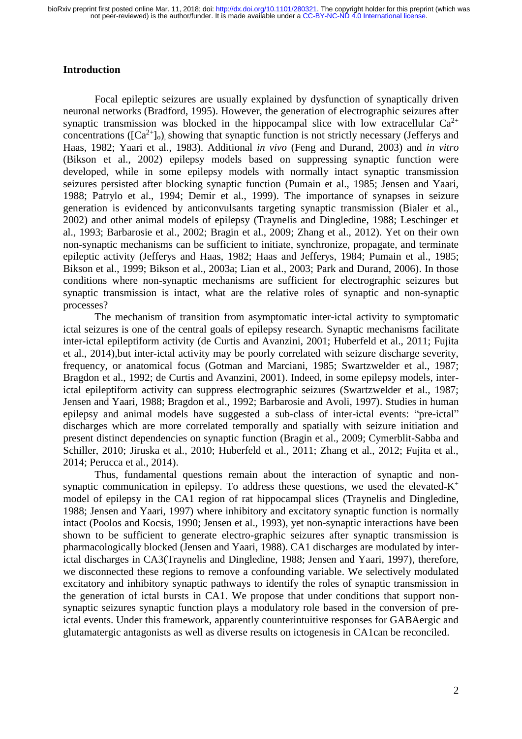## Introduction

Focal epileptic seizures are usually explained by dysfunction of synaptically driven neuronal networks (Bradford, 1995). However, the generation of electrographic seizures after synaptic transmission was blocked in the hippocampal slice with low extracellular $Ca^{2+}$ concentrations ($[Ca^{2+}]_o$), showing that synaptic function is not strictly necessary (Jefferys and Haas, 1982; Yaari et al., 1983). Additional *in vivo* (Feng and Durand, 2003) and *in vitro* (Bikson et al., 2002) epilepsy models based on suppressing synaptic function were developed, while in some epilepsy models with normally intact synaptic transmission seizures persisted after blocking synaptic function (Pumain et al., 1985; Jensen and Yaari, 1988; Patrylo et al., 1994; Demir et al., 1999). The importance of synapses in seizure generation is evidenced by anticonvulsants targeting synaptic transmission (Bialer et al., 2002) and other animal models of epilepsy (Traynelis and Dingledine, 1988; Leschinger et al., 1993; Barbarosie et al., 2002; Bragin et al., 2009; Zhang et al., 2012). Yet on their own non-synaptic mechanisms can be sufficient to initiate, synchronize, propagate, and terminate epileptic activity (Jefferys and Haas, 1982; Haas and Jefferys, 1984; Pumain et al., 1985; Bikson et al., 1999; Bikson et al., 2003a; Lian et al., 2003; Park and Durand, 2006). In those conditions where non-synaptic mechanisms are sufficient for electrographic seizures but synaptic transmission is intact, what are the relative roles of synaptic and non-synaptic processes?

The mechanism of transition from asymptomatic inter-ictal activity to symptomatic ictal seizures is one of the central goals of epilepsy research. Synaptic mechanisms facilitate inter-ictal epileptiform activity (de Curtis and Avanzini, 2001; Huberfeld et al., 2011; Fujita et al., 2014),but inter-ictal activity may be poorly correlated with seizure discharge severity, frequency, or anatomical focus (Gotman and Marciani, 1985; Swartzwelder et al., 1987; Bragdon et al., 1992; de Curtis and Avanzini, 2001). Indeed, in some epilepsy models, inter-ictal epileptiform activity can suppress electrographic seizures (Swartzwelder et al., 1987; Jensen and Yaari, 1988; Bragdon et al., 1992; Barbarosie and Avoli, 1997). Studies in human epilepsy and animal models have suggested a sub-class of inter-ictal events: "pre-ictal" discharges which are more correlated temporally and spatially with seizure initiation and present distinct dependencies on synaptic function (Bragin et al., 2009; Cymerblit-Sabba and Schiller, 2010; Jiruska et al., 2010; Huberfeld et al., 2011; Zhang et al., 2012; Fujita et al., 2014; Perucca et al., 2014).

Thus, fundamental questions remain about the interaction of synaptic and non-synaptic communication in epilepsy. To address these questions, we used the elevated-$K^+$ model of epilepsy in the CA1 region of rat hippocampal slices (Traynelis and Dingledine, 1988; Jensen and Yaari, 1997) where inhibitory and excitatory synaptic function is normally intact (Poolos and Kocsis, 1990; Jensen et al., 1993), yet non-synaptic interactions have been shown to be sufficient to generate electro-graphic seizures after synaptic transmission is pharmacologically blocked (Jensen and Yaari, 1988). CA1 discharges are modulated by inter-ictal discharges in CA3(Traynelis and Dingledine, 1988; Jensen and Yaari, 1997), therefore, we disconnected these regions to remove a confounding variable. We selectively modulated excitatory and inhibitory synaptic pathways to identify the roles of synaptic transmission in the generation of ictal bursts in CA1. We propose that under conditions that support non-synaptic seizures synaptic function plays a modulatory role based in the conversion of pre-ictal events. Under this framework, apparently counterintuitive responses for GABAergic and glutamatergic antagonists as well as diverse results on ictogenesis in CA1can be reconciled.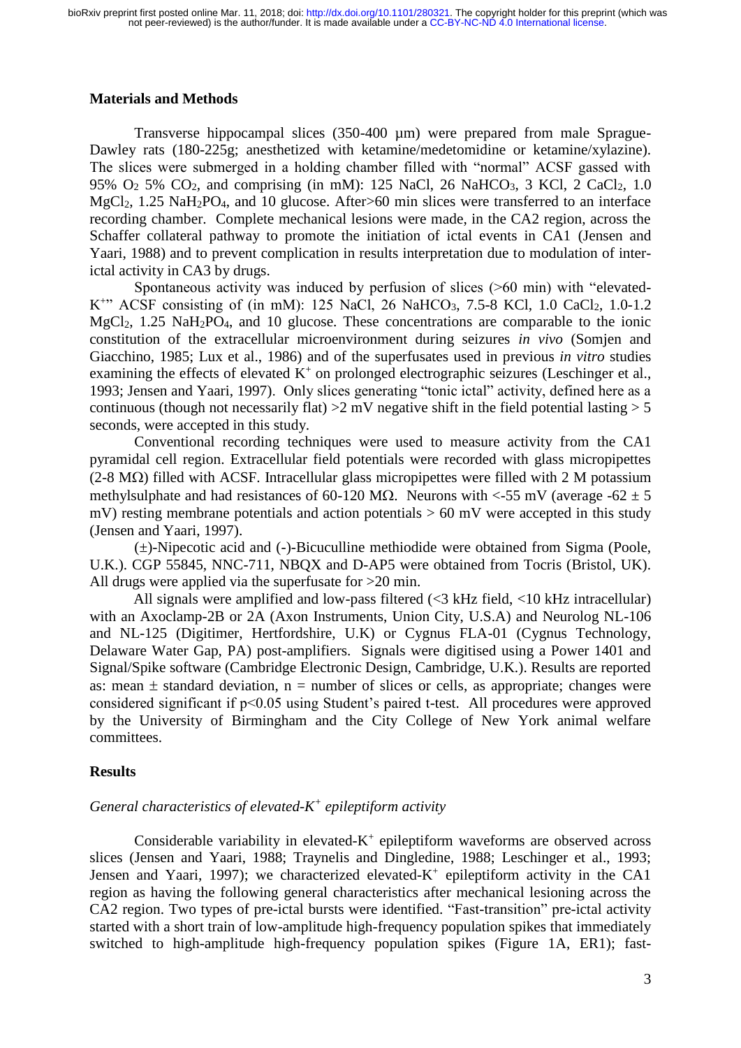## Materials and Methods

Transverse hippocampal slices (350-400 µm) were prepared from male Sprague-Dawley rats (180-225g; anesthetized with ketamine/medetomidine or ketamine/xylazine). The slices were submerged in a holding chamber filled with "normal" ACSF gassed with 95% $O_2$ 5% $CO_2$, and comprising (in mM): 125 NaCl, 26 $NaHCO_3$, 3 KCl, 2 $CaCl_2$, 1.0 $MgCl_2$, 1.25 $NaH_2PO_4$, and 10 glucose. After>60 min slices were transferred to an interface recording chamber. Complete mechanical lesions were made, in the CA2 region, across the Schaffer collateral pathway to promote the initiation of ictal events in CA1 (Jensen and Yaari, 1988) and to prevent complication in results interpretation due to modulation of inter-ictal activity in CA3 by drugs.

Spontaneous activity was induced by perfusion of slices (>60 min) with "elevated-$K^+$" ACSF consisting of (in mM): 125 NaCl, 26 $NaHCO_3$, 7.5-8 KCl, 1.0 $CaCl_2$, 1.0-1.2 $MgCl_2$, 1.25 $NaH_2PO_4$, and 10 glucose. These concentrations are comparable to the ionic constitution of the extracellular microenvironment during seizures *in vivo* (Somjen and Giacchino, 1985; Lux et al., 1986) and of the superfusates used in previous *in vitro* studies examining the effects of elevated $K^+$ on prolonged electrographic seizures (Leschinger et al., 1993; Jensen and Yaari, 1997). Only slices generating "tonic ictal" activity, defined here as a continuous (though not necessarily flat) >2 mV negative shift in the field potential lasting > 5 seconds, were accepted in this study.

Conventional recording techniques were used to measure activity from the CA1 pyramidal cell region. Extracellular field potentials were recorded with glass micropipettes (2-8 MΩ) filled with ACSF. Intracellular glass micropipettes were filled with 2 M potassium methylsulphate and had resistances of 60-120 MΩ. Neurons with <-55 mV (average -62 ± 5 mV) resting membrane potentials and action potentials > 60 mV were accepted in this study (Jensen and Yaari, 1997).

(±)-Nipecotic acid and (-)-Bicuculline methiodide were obtained from Sigma (Poole, U.K.). CGP 55845, NNC-711, NBQX and D-AP5 were obtained from Tocris (Bristol, UK). All drugs were applied via the superfusate for >20 min.

All signals were amplified and low-pass filtered (<3 kHz field, <10 kHz intracellular) with an Axoclamp-2B or 2A (Axon Instruments, Union City, U.S.A) and Neurolog NL-106 and NL-125 (Digitimer, Hertfordshire, U.K) or Cygnus FLA-01 (Cygnus Technology, Delaware Water Gap, PA) post-amplifiers. Signals were digitised using a Power 1401 and Signal/Spike software (Cambridge Electronic Design, Cambridge, U.K.). Results are reported as: mean ± standard deviation, n = number of slices or cells, as appropriate; changes were considered significant if $p<0.05$ using Student's paired t-test. All procedures were approved by the University of Birmingham and the City College of New York animal welfare committees.

## Results

### *General characteristics of elevated-$K^+$ epileptiform activity*

Considerable variability in elevated-$K^+$ epileptiform waveforms are observed across slices (Jensen and Yaari, 1988; Traynelis and Dingledine, 1988; Leschinger et al., 1993; Jensen and Yaari, 1997); we characterized elevated-$K^+$ epileptiform activity in the CA1 region as having the following general characteristics after mechanical lesioning across the CA2 region. Two types of pre-ictal bursts were identified. "Fast-transition" pre-ictal activity started with a short train of low-amplitude high-frequency population spikes that immediately switched to high-amplitude high-frequency population spikes (Figure 1A, ER1); fast-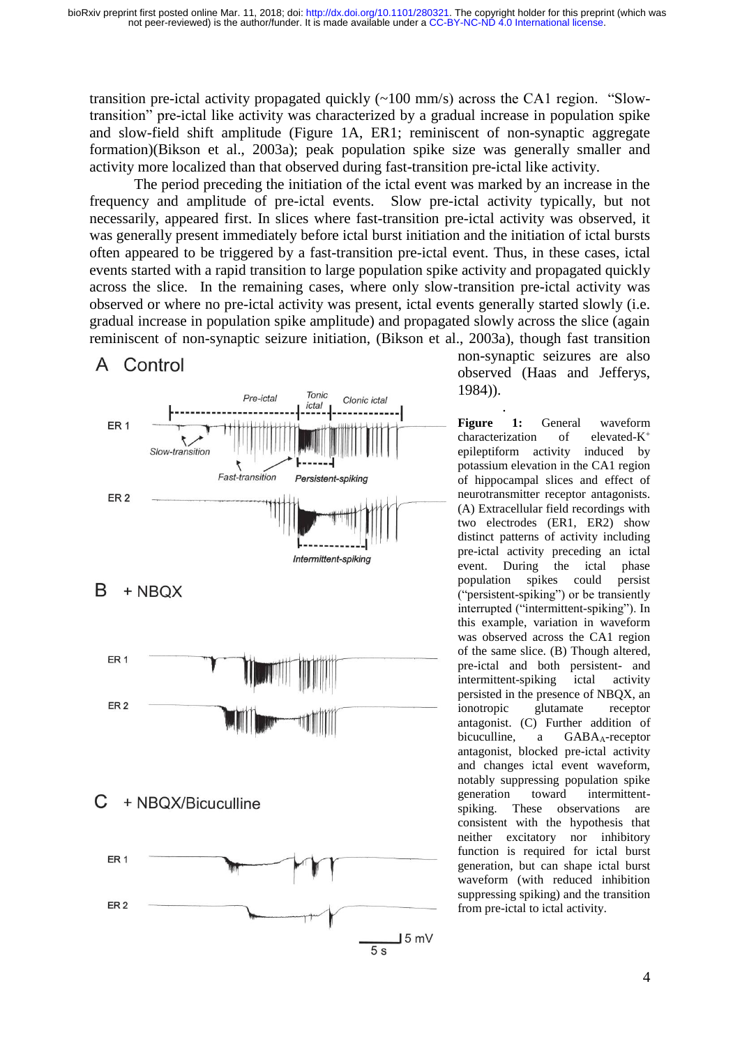transition pre-ictal activity propagated quickly (~100 mm/s) across the CA1 region. "Slow-transition" pre-ictal like activity was characterized by a gradual increase in population spike and slow-field shift amplitude (Figure 1A, ER1; reminiscent of non-synaptic aggregate formation)(Bikson et al., 2003a); peak population spike size was generally smaller and activity more localized than that observed during fast-transition pre-ictal like activity.

The period preceding the initiation of the ictal event was marked by an increase in the frequency and amplitude of pre-ictal events. Slow pre-ictal activity typically, but not necessarily, appeared first. In slices where fast-transition pre-ictal activity was observed, it was generally present immediately before ictal burst initiation and the initiation of ictal bursts often appeared to be triggered by a fast-transition pre-ictal event. Thus, in these cases, ictal events started with a rapid transition to large population spike activity and propagated quickly across the slice. In the remaining cases, where only slow-transition pre-ictal activity was observed or where no pre-ictal activity was present, ictal events generally started slowly (i.e. gradual increase in population spike amplitude) and propagated slowly across the slice (again reminiscent of non-synaptic seizure initiation, (Bikson et al., 2003a), though fast transition non-synaptic seizures are also observed (Haas and Jefferys, 1984)).

**Figure 1:** General waveform characterization of elevated-$K^+$ epileptiform activity induced by potassium elevation in the CA1 region of hippocampal slices and effect of neurotransmitter receptor antagonists. (A) Extracellular field recordings with two electrodes (ER1, ER2) show distinct patterns of activity including pre-ictal activity preceding an ictal event. During the ictal phase population spikes could persist ("persistent-spiking") or be transiently interrupted ("intermittent-spiking"). In this example, variation in waveform was observed across the CA1 region of the same slice. (B) Though altered, pre-ictal and both persistent- and intermittent-spiking ictal activity persisted in the presence of NBQX, an ionotropic glutamate receptor antagonist. (C) Further addition of bicuculline, a $GABA_A$-receptor antagonist, blocked pre-ictal activity and changes ictal event waveform, notably suppressing population spike generation toward intermittent-spiking. These observations are consistent with the hypothesis that neither excitatory nor inhibitory function is required for ictal burst generation, but can shape ictal burst waveform (with reduced inhibition suppressing spiking) and the transition from pre-ictal to ictal activity.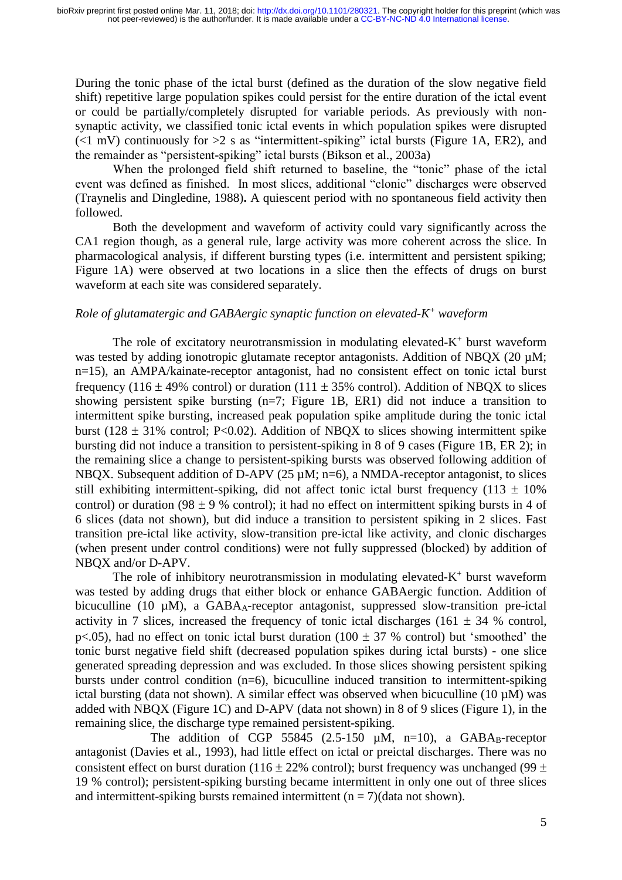During the tonic phase of the ictal burst (defined as the duration of the slow negative field shift) repetitive large population spikes could persist for the entire duration of the ictal event or could be partially/completely disrupted for variable periods. As previously with non-synaptic activity, we classified tonic ictal events in which population spikes were disrupted (<1 mV) continuously for >2 s as "intermittent-spiking" ictal bursts (Figure 1A, ER2), and the remainder as "persistent-spiking" ictal bursts (Bikson et al., 2003a)

When the prolonged field shift returned to baseline, the "tonic" phase of the ictal event was defined as finished. In most slices, additional "clonic" discharges were observed (Traynelis and Dingledine, 1988). A quiescent period with no spontaneous field activity then followed.

Both the development and waveform of activity could vary significantly across the CA1 region though, as a general rule, large activity was more coherent across the slice. In pharmacological analysis, if different bursting types (i.e. intermittent and persistent spiking; Figure 1A) were observed at two locations in a slice then the effects of drugs on burst waveform at each site was considered separately.

### *Role of glutamatergic and GABAergic synaptic function on elevated-$K^+$ waveform*

The role of excitatory neurotransmission in modulating elevated-$K^+$ burst waveform was tested by adding ionotropic glutamate receptor antagonists. Addition of NBQX (20 µM; n=15), an AMPA/kainate-receptor antagonist, had no consistent effect on tonic ictal burst frequency (116 ± 49% control) or duration (111 ± 35% control). Addition of NBQX to slices showing persistent spike bursting (n=7; Figure 1B, ER1) did not induce a transition to intermittent spike bursting, increased peak population spike amplitude during the tonic ictal burst (128 ± 31% control; $P<0.02$). Addition of NBQX to slices showing intermittent spike bursting did not induce a transition to persistent-spiking in 8 of 9 cases (Figure 1B, ER 2); in the remaining slice a change to persistent-spiking bursts was observed following addition of NBQX. Subsequent addition of D-APV (25 µM; n=6), a NMDA-receptor antagonist, to slices still exhibiting intermittent-spiking, did not affect tonic ictal burst frequency (113 ± 10% control) or duration (98 ± 9 % control); it had no effect on intermittent spiking bursts in 4 of 6 slices (data not shown), but did induce a transition to persistent spiking in 2 slices. Fast transition pre-ictal like activity, slow-transition pre-ictal like activity, and clonic discharges (when present under control conditions) were not fully suppressed (blocked) by addition of NBQX and/or D-APV.

The role of inhibitory neurotransmission in modulating elevated-$K^+$ burst waveform was tested by adding drugs that either block or enhance GABAergic function. Addition of bicuculline (10 µM), a $GABA_A$-receptor antagonist, suppressed slow-transition pre-ictal activity in 7 slices, increased the frequency of tonic ictal discharges (161 ± 34 % control, $p<.05$), had no effect on tonic ictal burst duration (100 ± 37 % control) but 'smoothed' the tonic burst negative field shift (decreased population spikes during ictal bursts) - one slice generated spreading depression and was excluded. In those slices showing persistent spiking bursts under control condition (n=6), bicuculline induced transition to intermittent-spiking ictal bursting (data not shown). A similar effect was observed when bicuculline (10 µM) was added with NBQX (Figure 1C) and D-APV (data not shown) in 8 of 9 slices (Figure 1), in the remaining slice, the discharge type remained persistent-spiking.

The addition of CGP 55845 (2.5-150 µM, n=10), a $GABA_B$-receptor antagonist (Davies et al., 1993), had little effect on ictal or preictal discharges. There was no consistent effect on burst duration (116 ± 22% control); burst frequency was unchanged (99 ± 19 % control); persistent-spiking bursting became intermittent in only one out of three slices and intermittent-spiking bursts remained intermittent (n = 7)(data not shown).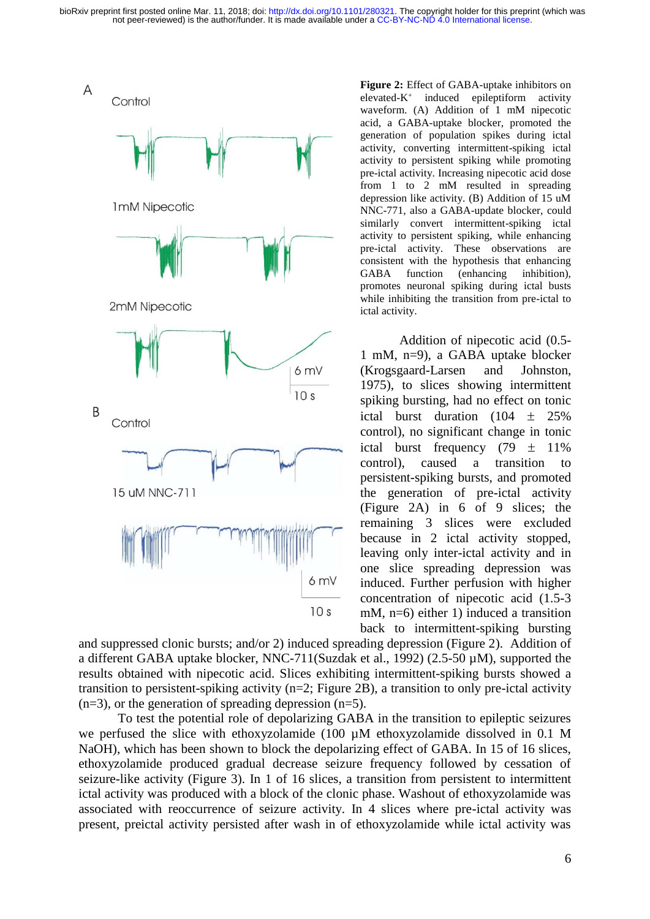**Figure 2:** Effect of GABA-uptake inhibitors on elevated-$K^+$ induced epileptiform activity waveform. (A) Addition of 1 mM nipecotic acid, a GABA-uptake blocker, promoted the generation of population spikes during ictal activity, converting intermittent-spiking ictal activity to persistent spiking while promoting pre-ictal activity. Increasing nipecotic acid dose from 1 to 2 mM resulted in spreading depression like activity. (B) Addition of 15 uM NNC-771, also a GABA-update blocker, could similarly convert intermittent-spiking ictal activity to persistent spiking, while enhancing pre-ictal activity. These observations are consistent with the hypothesis that enhancing GABA function (enhancing inhibition), promotes neuronal spiking during ictal busts while inhibiting the transition from pre-ictal to ictal activity.

Addition of nipecotic acid (0.5-1 mM, n=9), a GABA uptake blocker (Krogsgaard-Larsen and Johnston, 1975), to slices showing intermittent spiking bursting, had no effect on tonic ictal burst duration (104 ± 25% control), no significant change in tonic ictal burst frequency (79 ± 11% control), caused a transition to persistent-spiking bursts, and promoted the generation of pre-ictal activity (Figure 2A) in 6 of 9 slices; the remaining 3 slices were excluded because in 2 ictal activity stopped, leaving only inter-ictal activity and in one slice spreading depression was induced. Further perfusion with higher concentration of nipecotic acid (1.5-3 mM, n=6) either 1) induced a transition back to intermittent-spiking bursting and suppressed clonic bursts; and/or 2) induced spreading depression (Figure 2). Addition of a different GABA uptake blocker, NNC-711(Suzdak et al., 1992) (2.5-50 µM), supported the results obtained with nipecotic acid. Slices exhibiting intermittent-spiking bursts showed a transition to persistent-spiking activity (n=2; Figure 2B), a transition to only pre-ictal activity (n=3), or the generation of spreading depression (n=5).

To test the potential role of depolarizing GABA in the transition to epileptic seizures we perfused the slice with ethoxyzolamide (100 µM ethoxyzolamide dissolved in 0.1 M NaOH), which has been shown to block the depolarizing effect of GABA. In 15 of 16 slices, ethoxyzolamide produced gradual decrease seizure frequency followed by cessation of seizure-like activity (Figure 3). In 1 of 16 slices, a transition from persistent to intermittent ictal activity was produced with a block of the clonic phase. Washout of ethoxyzolamide was associated with reoccurrence of seizure activity. In 4 slices where pre-ictal activity was present, preictal activity persisted after wash in of ethoxyzolamide while ictal activity was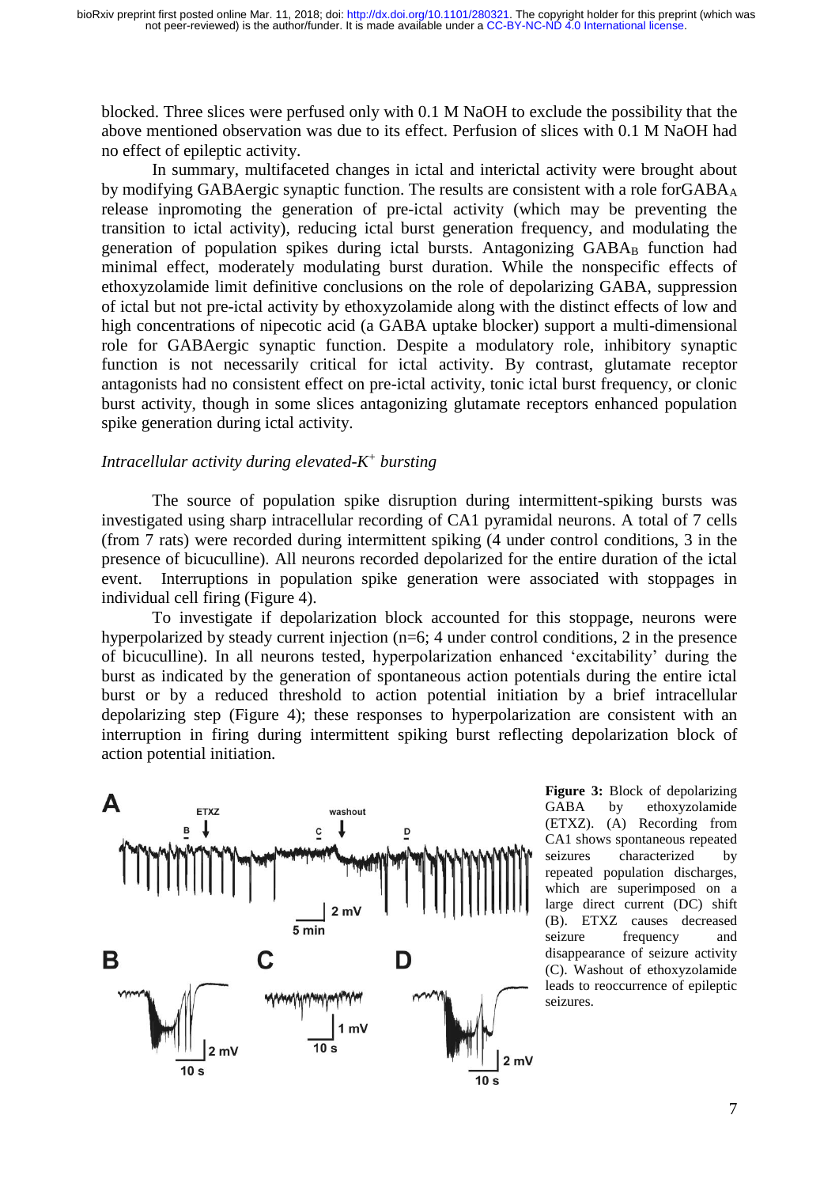blocked. Three slices were perfused only with 0.1 M NaOH to exclude the possibility that the above mentioned observation was due to its effect. Perfusion of slices with 0.1 M NaOH had no effect of epileptic activity.

In summary, multifaceted changes in ictal and interictal activity were brought about by modifying GABAergic synaptic function. The results are consistent with a role for$GABA_A$ release inpromoting the generation of pre-ictal activity (which may be preventing the transition to ictal activity), reducing ictal burst generation frequency, and modulating the generation of population spikes during ictal bursts. Antagonizing $GABA_B$ function had minimal effect, moderately modulating burst duration. While the nonspecific effects of ethoxyzolamide limit definitive conclusions on the role of depolarizing GABA, suppression of ictal but not pre-ictal activity by ethoxyzolamide along with the distinct effects of low and high concentrations of nipecotic acid (a GABA uptake blocker) support a multi-dimensional role for GABAergic synaptic function. Despite a modulatory role, inhibitory synaptic function is not necessarily critical for ictal activity. By contrast, glutamate receptor antagonists had no consistent effect on pre-ictal activity, tonic ictal burst frequency, or clonic burst activity, though in some slices antagonizing glutamate receptors enhanced population spike generation during ictal activity.

*Intracellular activity during elevated-$K^+$ bursting*

The source of population spike disruption during intermittent-spiking bursts was investigated using sharp intracellular recording of CA1 pyramidal neurons. A total of 7 cells (from 7 rats) were recorded during intermittent spiking (4 under control conditions, 3 in the presence of bicuculline). All neurons recorded depolarized for the entire duration of the ictal event. Interruptions in population spike generation were associated with stoppages in individual cell firing (Figure 4).

To investigate if depolarization block accounted for this stoppage, neurons were hyperpolarized by steady current injection (n=6; 4 under control conditions, 2 in the presence of bicuculline). In all neurons tested, hyperpolarization enhanced 'excitability' during the burst as indicated by the generation of spontaneous action potentials during the entire ictal burst or by a reduced threshold to action potential initiation by a brief intracellular depolarizing step (Figure 4); these responses to hyperpolarization are consistent with an interruption in firing during intermittent spiking burst reflecting depolarization block of action potential initiation.

**Figure 3:** Block of depolarizing GABA by ethoxyzolamide (ETXZ). (A) Recording from CA1 shows spontaneous repeated seizures characterized by repeated population discharges, which are superimposed on a large direct current (DC) shift (B). ETXZ causes decreased seizure frequency and disappearance of seizure activity (C). Washout of ethoxyzolamide leads to reoccurrence of epileptic seizures.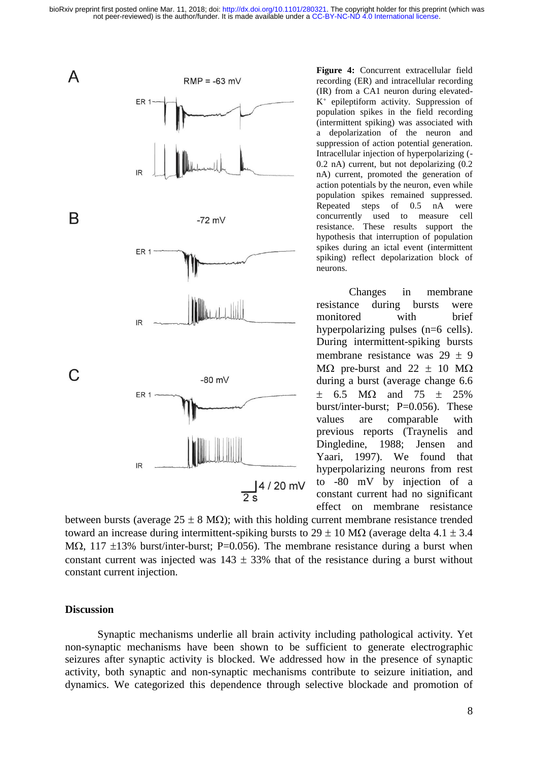**Figure 4:** Concurrent extracellular field recording (ER) and intracellular recording (IR) from a CA1 neuron during elevated-$K^+$ epileptiform activity. Suppression of population spikes in the field recording (intermittent spiking) was associated with a depolarization of the neuron and suppression of action potential generation. Intracellular injection of hyperpolarizing (-0.2 nA) current, but not depolarizing (0.2 nA) current, promoted the generation of action potentials by the neuron, even while population spikes remained suppressed. Repeated steps of 0.5 nA were concurrently used to measure cell resistance. These results support the hypothesis that interruption of population spikes during an ictal event (intermittent spiking) reflect depolarization block of neurons.

Changes in membrane resistance during bursts were monitored with brief hyperpolarizing pulses (n=6 cells). During intermittent-spiking bursts membrane resistance was 29 ± 9 MΩ pre-burst and 22 ± 10 MΩ during a burst (average change 6.6 ± 6.5 MΩ and 75 ± 25% burst/inter-burst; P=0.056). These values are comparable with previous reports (Traynelis and Dingledine, 1988; Jensen and Yaari, 1997). We found that hyperpolarizing neurons from rest to -80 mV by injection of a constant current had no significant effect on membrane resistance between bursts (average 25 ± 8 MΩ); with this holding current membrane resistance trended toward an increase during intermittent-spiking bursts to 29 ± 10 MΩ (average delta 4.1 ± 3.4 MΩ, 117 ±13% burst/inter-burst; P=0.056). The membrane resistance during a burst when constant current was injected was 143 ± 33% that of the resistance during a burst without constant current injection.

## Discussion

Synaptic mechanisms underlie all brain activity including pathological activity. Yet non-synaptic mechanisms have been shown to be sufficient to generate electrographic seizures after synaptic activity is blocked. We addressed how in the presence of synaptic activity, both synaptic and non-synaptic mechanisms contribute to seizure initiation, and dynamics. We categorized this dependence through selective blockade and promotion of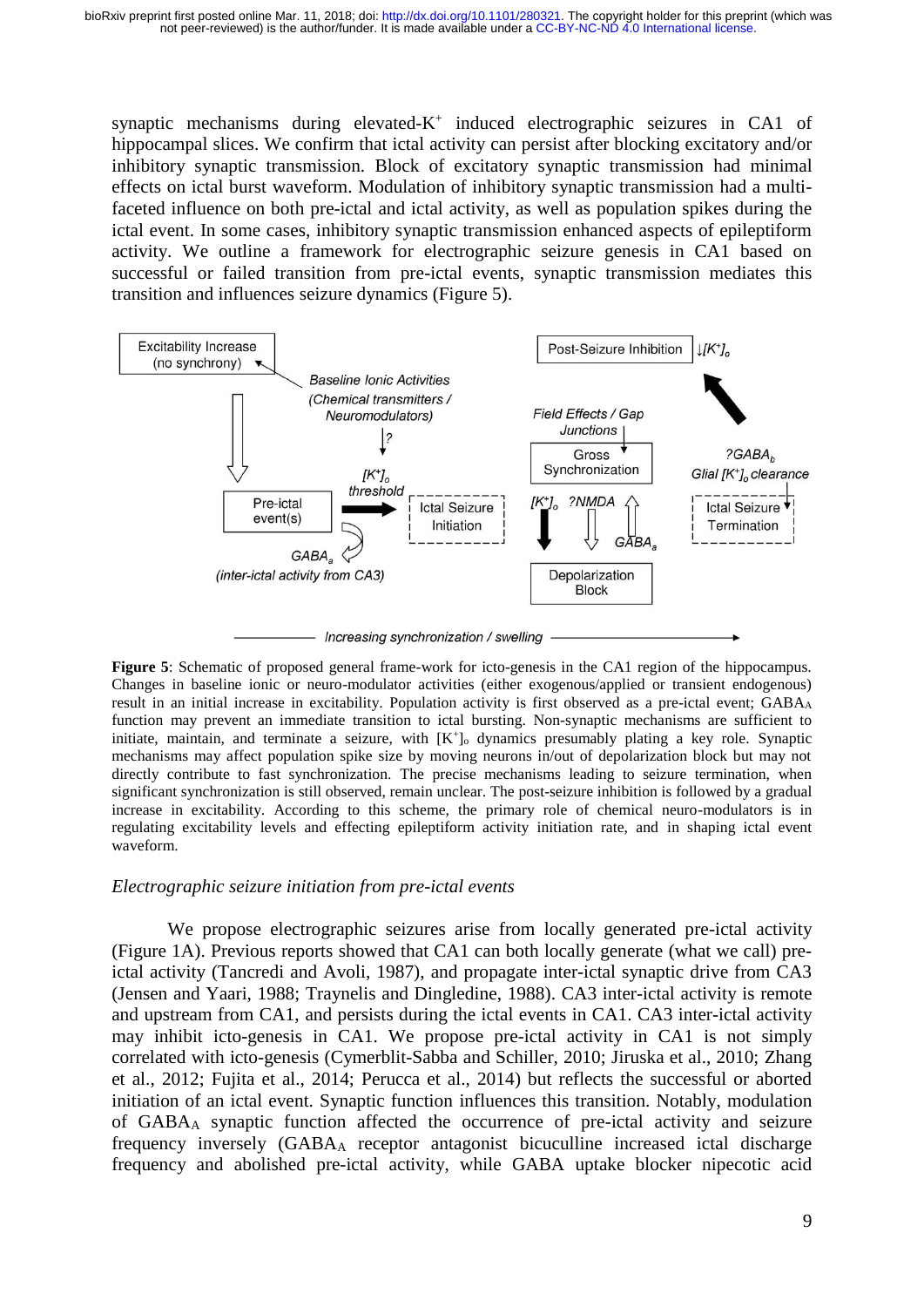synaptic mechanisms during elevated-$K^+$ induced electrographic seizures in CA1 of hippocampal slices. We confirm that ictal activity can persist after blocking excitatory and/or inhibitory synaptic transmission. Block of excitatory synaptic transmission had minimal effects on ictal burst waveform. Modulation of inhibitory synaptic transmission had a multi-faceted influence on both pre-ictal and ictal activity, as well as population spikes during the ictal event. In some cases, inhibitory synaptic transmission enhanced aspects of epileptiform activity. We outline a framework for electrographic seizure genesis in CA1 based on successful or failed transition from pre-ictal events, synaptic transmission mediates this transition and influences seizure dynamics (Figure 5).

**Figure 5**: Schematic of proposed general frame-work for icto-genesis in the CA1 region of the hippocampus. Changes in baseline ionic or neuro-modulator activities (either exogenous/applied or transient endogenous) result in an initial increase in excitability. Population activity is first observed as a pre-ictal event; $GABA_A$ function may prevent an immediate transition to ictal bursting. Non-synaptic mechanisms are sufficient to initiate, maintain, and terminate a seizure, with $[K^+]_o$ dynamics presumably plating a key role. Synaptic mechanisms may affect population spike size by moving neurons in/out of depolarization block but may not directly contribute to fast synchronization. The precise mechanisms leading to seizure termination, when significant synchronization is still observed, remain unclear. The post-seizure inhibition is followed by a gradual increase in excitability. According to this scheme, the primary role of chemical neuro-modulators is in regulating excitability levels and effecting epileptiform activity initiation rate, and in shaping ictal event waveform.

### *Electrographic seizure initiation from pre-ictal events*

We propose electrographic seizures arise from locally generated pre-ictal activity (Figure 1A). Previous reports showed that CA1 can both locally generate (what we call) pre-ictal activity (Tancredi and Avoli, 1987), and propagate inter-ictal synaptic drive from CA3 (Jensen and Yaari, 1988; Traynelis and Dingledine, 1988). CA3 inter-ictal activity is remote and upstream from CA1, and persists during the ictal events in CA1. CA3 inter-ictal activity may inhibit icto-genesis in CA1. We propose pre-ictal activity in CA1 is not simply correlated with icto-genesis (Cymerblit-Sabba and Schiller, 2010; Jiruska et al., 2010; Zhang et al., 2012; Fujita et al., 2014; Perucca et al., 2014) but reflects the successful or aborted initiation of an ictal event. Synaptic function influences this transition. Notably, modulation of $GABA_A$ synaptic function affected the occurrence of pre-ictal activity and seizure frequency inversely ($GABA_A$ receptor antagonist bicuculline increased ictal discharge frequency and abolished pre-ictal activity, while GABA uptake blocker nipecotic acid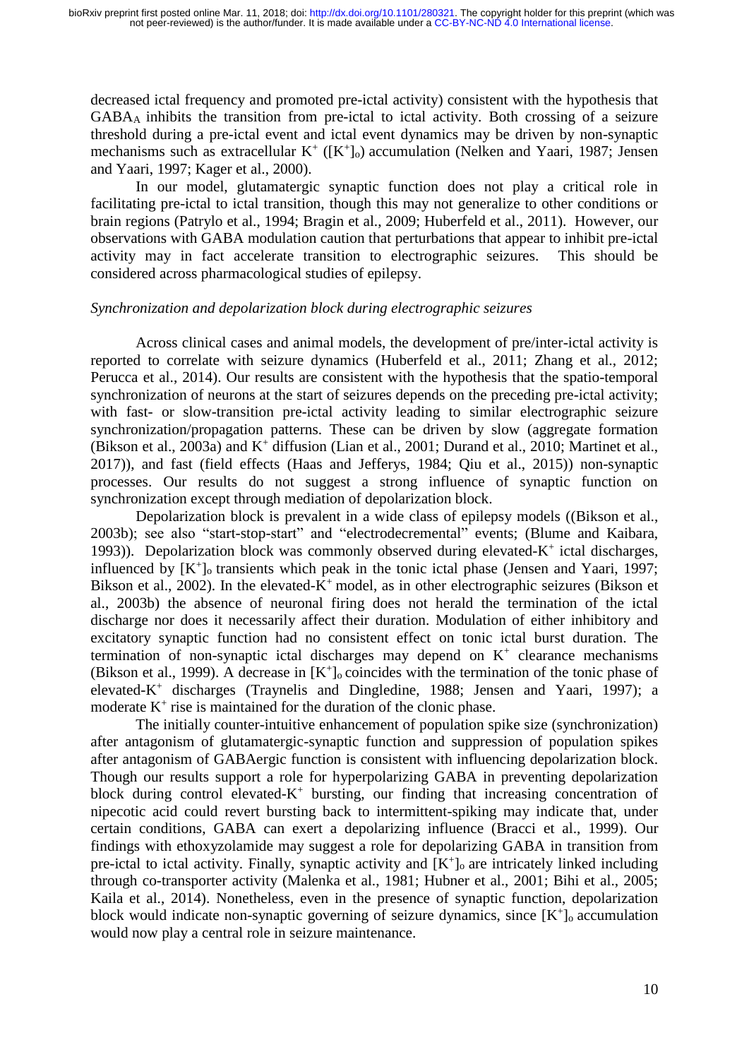decreased ictal frequency and promoted pre-ictal activity) consistent with the hypothesis that $GABA_A$ inhibits the transition from pre-ictal to ictal activity. Both crossing of a seizure threshold during a pre-ictal event and ictal event dynamics may be driven by non-synaptic mechanisms such as extracellular $K^+$ ($[K^+]_o$) accumulation (Nelken and Yaari, 1987; Jensen and Yaari, 1997; Kager et al., 2000).

In our model, glutamatergic synaptic function does not play a critical role in facilitating pre-ictal to ictal transition, though this may not generalize to other conditions or brain regions (Patrylo et al., 1994; Bragin et al., 2009; Huberfeld et al., 2011). However, our observations with GABA modulation caution that perturbations that appear to inhibit pre-ictal activity may in fact accelerate transition to electrographic seizures. This should be considered across pharmacological studies of epilepsy.

*Synchronization and depolarization block during electrographic seizures*

Across clinical cases and animal models, the development of pre/inter-ictal activity is reported to correlate with seizure dynamics (Huberfeld et al., 2011; Zhang et al., 2012; Perucca et al., 2014). Our results are consistent with the hypothesis that the spatio-temporal synchronization of neurons at the start of seizures depends on the preceding pre-ictal activity; with fast- or slow-transition pre-ictal activity leading to similar electrographic seizure synchronization/propagation patterns. These can be driven by slow (aggregate formation (Bikson et al., 2003a) and $K^+$ diffusion (Lian et al., 2001; Durand et al., 2010; Martinet et al., 2017)), and fast (field effects (Haas and Jefferys, 1984; Qiu et al., 2015)) non-synaptic processes. Our results do not suggest a strong influence of synaptic function on synchronization except through mediation of depolarization block.

Depolarization block is prevalent in a wide class of epilepsy models ((Bikson et al., 2003b); see also "start-stop-start" and "electrodecremental" events; (Blume and Kaibara, 1993)). Depolarization block was commonly observed during elevated-$K^+$ ictal discharges, influenced by $[K^+]_o$ transients which peak in the tonic ictal phase (Jensen and Yaari, 1997; Bikson et al., 2002). In the elevated-$K^+$ model, as in other electrographic seizures (Bikson et al., 2003b) the absence of neuronal firing does not herald the termination of the ictal discharge nor does it necessarily affect their duration. Modulation of either inhibitory and excitatory synaptic function had no consistent effect on tonic ictal burst duration. The termination of non-synaptic ictal discharges may depend on $K^+$ clearance mechanisms (Bikson et al., 1999). A decrease in $[K^+]_o$ coincides with the termination of the tonic phase of elevated-$K^+$ discharges (Traynelis and Dingledine, 1988; Jensen and Yaari, 1997); a moderate $K^+$ rise is maintained for the duration of the clonic phase.

The initially counter-intuitive enhancement of population spike size (synchronization) after antagonism of glutamatergic-synaptic function and suppression of population spikes after antagonism of GABAergic function is consistent with influencing depolarization block. Though our results support a role for hyperpolarizing GABA in preventing depolarization block during control elevated-$K^+$ bursting, our finding that increasing concentration of nipecotic acid could revert bursting back to intermittent-spiking may indicate that, under certain conditions, GABA can exert a depolarizing influence (Bracci et al., 1999). Our findings with ethoxyzolamide may suggest a role for depolarizing GABA in transition from pre-ictal to ictal activity. Finally, synaptic activity and $[K^+]_o$ are intricately linked including through co-transporter activity (Malenka et al., 1981; Hubner et al., 2001; Bihi et al., 2005; Kaila et al., 2014). Nonetheless, even in the presence of synaptic function, depolarization block would indicate non-synaptic governing of seizure dynamics, since $[K^+]_o$ accumulation would now play a central role in seizure maintenance.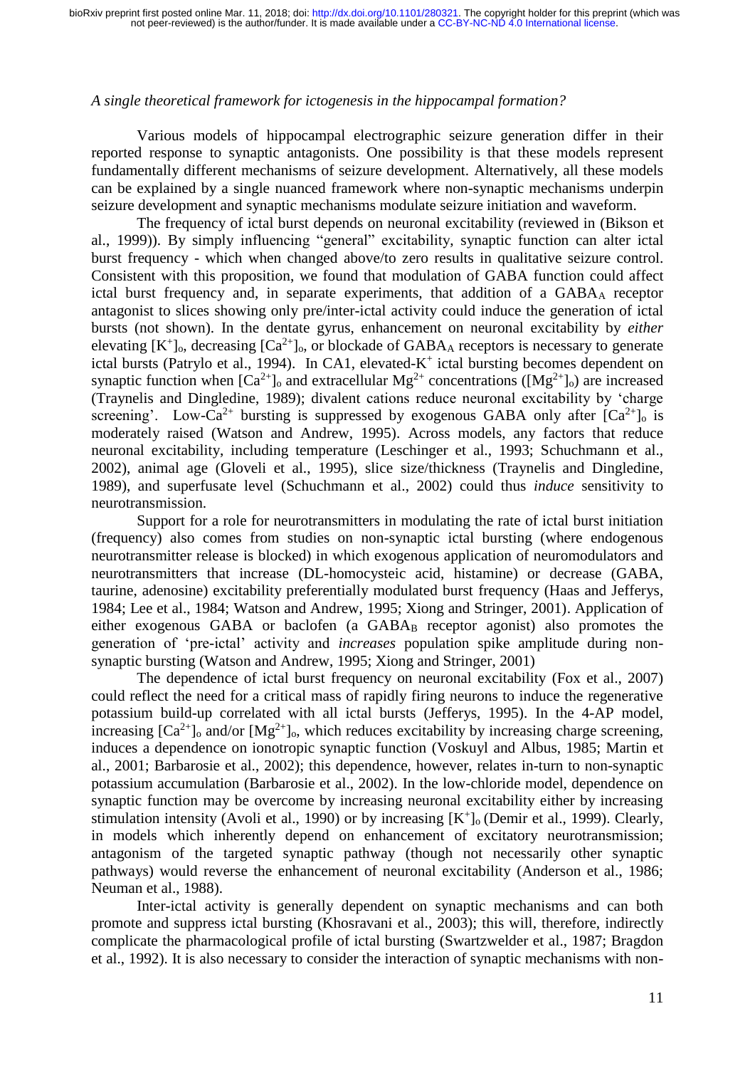*A single theoretical framework for ictogenesis in the hippocampal formation?*

Various models of hippocampal electrographic seizure generation differ in their reported response to synaptic antagonists. One possibility is that these models represent fundamentally different mechanisms of seizure development. Alternatively, all these models can be explained by a single nuanced framework where non-synaptic mechanisms underpin seizure development and synaptic mechanisms modulate seizure initiation and waveform.

The frequency of ictal burst depends on neuronal excitability (reviewed in (Bikson et al., 1999)). By simply influencing "general" excitability, synaptic function can alter ictal burst frequency - which when changed above/to zero results in qualitative seizure control. Consistent with this proposition, we found that modulation of GABA function could affect ictal burst frequency and, in separate experiments, that addition of a $GABA_A$ receptor antagonist to slices showing only pre/inter-ictal activity could induce the generation of ictal bursts (not shown). In the dentate gyrus, enhancement on neuronal excitability by *either* elevating $[K^+]_o$, decreasing $[Ca^{2+}]_o$, or blockade of $GABA_A$ receptors is necessary to generate ictal bursts (Patrylo et al., 1994). In CA1, elevated-$K^+$ ictal bursting becomes dependent on synaptic function when $[Ca^{2+}]_o$ and extracellular $Mg^{2+}$ concentrations ($[Mg^{2+}]_o$) are increased (Traynelis and Dingledine, 1989); divalent cations reduce neuronal excitability by 'charge screening'. Low-$Ca^{2+}$ bursting is suppressed by exogenous GABA only after $[Ca^{2+}]_o$ is moderately raised (Watson and Andrew, 1995). Across models, any factors that reduce neuronal excitability, including temperature (Leschinger et al., 1993; Schuchmann et al., 2002), animal age (Gloveli et al., 1995), slice size/thickness (Traynelis and Dingledine, 1989), and superfusate level (Schuchmann et al., 2002) could thus *induce* sensitivity to neurotransmission.

Support for a role for neurotransmitters in modulating the rate of ictal burst initiation (frequency) also comes from studies on non-synaptic ictal bursting (where endogenous neurotransmitter release is blocked) in which exogenous application of neuromodulators and neurotransmitters that increase (DL-homocysteic acid, histamine) or decrease (GABA, taurine, adenosine) excitability preferentially modulated burst frequency (Haas and Jefferys, 1984; Lee et al., 1984; Watson and Andrew, 1995; Xiong and Stringer, 2001). Application of either exogenous GABA or baclofen (a $GABA_B$ receptor agonist) also promotes the generation of 'pre-ictal' activity and *increases* population spike amplitude during non-synaptic bursting (Watson and Andrew, 1995; Xiong and Stringer, 2001)

The dependence of ictal burst frequency on neuronal excitability (Fox et al., 2007) could reflect the need for a critical mass of rapidly firing neurons to induce the regenerative potassium build-up correlated with all ictal bursts (Jefferys, 1995). In the 4-AP model, increasing $[Ca^{2+}]_o$ and/or $[Mg^{2+}]_o$, which reduces excitability by increasing charge screening, induces a dependence on ionotropic synaptic function (Voskuyl and Albus, 1985; Martin et al., 2001; Barbarosie et al., 2002); this dependence, however, relates in-turn to non-synaptic potassium accumulation (Barbarosie et al., 2002). In the low-chloride model, dependence on synaptic function may be overcome by increasing neuronal excitability either by increasing stimulation intensity (Avoli et al., 1990) or by increasing $[K^+]_o$ (Demir et al., 1999). Clearly, in models which inherently depend on enhancement of excitatory neurotransmission; antagonism of the targeted synaptic pathway (though not necessarily other synaptic pathways) would reverse the enhancement of neuronal excitability (Anderson et al., 1986; Neuman et al., 1988).

Inter-ictal activity is generally dependent on synaptic mechanisms and can both promote and suppress ictal bursting (Khosravani et al., 2003); this will, therefore, indirectly complicate the pharmacological profile of ictal bursting (Swartzwelder et al., 1987; Bragdon et al., 1992). It is also necessary to consider the interaction of synaptic mechanisms with non-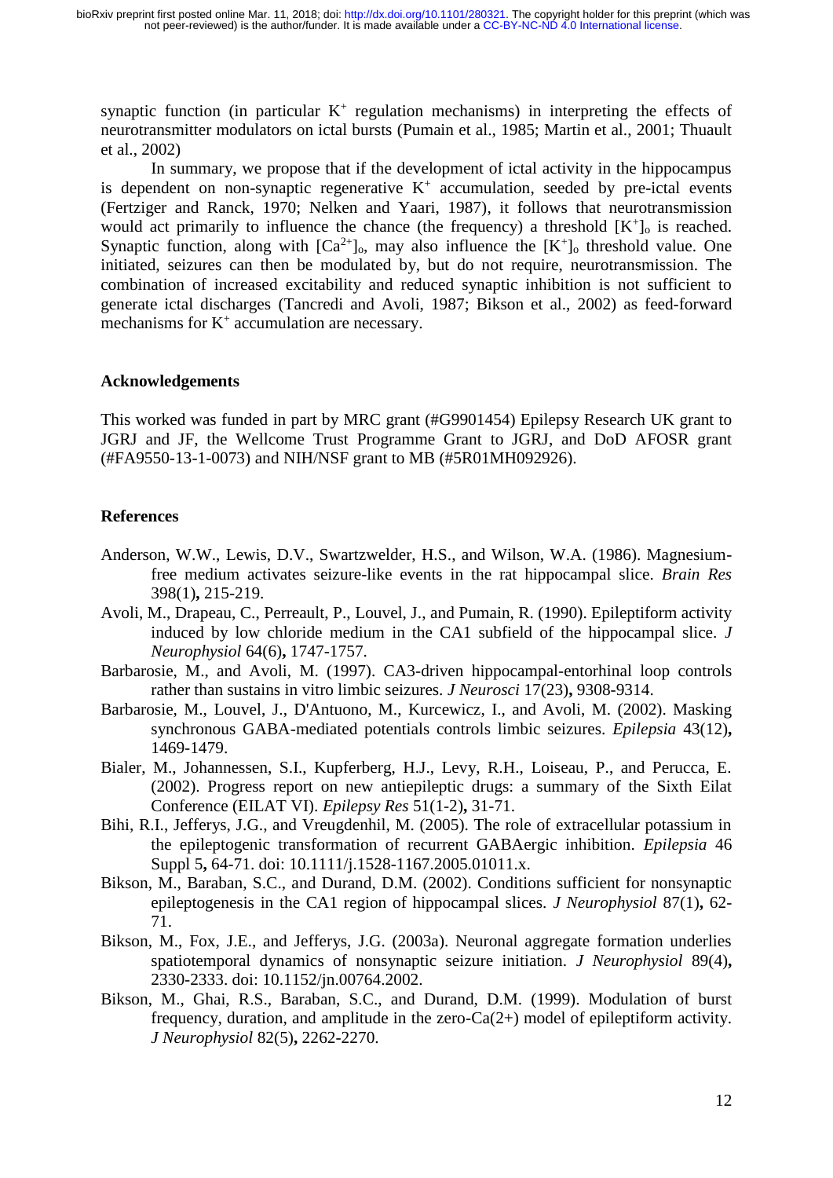synaptic function (in particular $K^+$ regulation mechanisms) in interpreting the effects of neurotransmitter modulators on ictal bursts (Pumain et al., 1985; Martin et al., 2001; Thuault et al., 2002)

In summary, we propose that if the development of ictal activity in the hippocampus is dependent on non-synaptic regenerative $K^+$ accumulation, seeded by pre-ictal events (Fertziger and Ranck, 1970; Nelken and Yaari, 1987), it follows that neurotransmission would act primarily to influence the chance (the frequency) a threshold $[K^+]_o$ is reached. Synaptic function, along with $[Ca^{2+}]_o$, may also influence the $[K^+]_o$ threshold value. One initiated, seizures can then be modulated by, but do not require, neurotransmission. The combination of increased excitability and reduced synaptic inhibition is not sufficient to generate ictal discharges (Tancredi and Avoli, 1987; Bikson et al., 2002) as feed-forward mechanisms for $K^+$ accumulation are necessary.

## Acknowledgements

This worked was funded in part by MRC grant (#G9901454) Epilepsy Research UK grant to JGRJ and JF, the Wellcome Trust Programme Grant to JGRJ, and DoD AFOSR grant (#FA9550-13-1-0073) and NIH/NSF grant to MB (#5R01MH092926).

## References

Anderson, W.W., Lewis, D.V., Swartzwelder, H.S., and Wilson, W.A. (1986). Magnesium-free medium activates seizure-like events in the rat hippocampal slice. *Brain Res* 398(1)**,** 215-219.

Avoli, M., Drapeau, C., Perreault, P., Louvel, J., and Pumain, R. (1990). Epileptiform activity induced by low chloride medium in the CA1 subfield of the hippocampal slice. *J Neurophysiol* 64(6)**,** 1747-1757.

Barbarosie, M., and Avoli, M. (1997). CA3-driven hippocampal-entorhinal loop controls rather than sustains in vitro limbic seizures. *J Neurosci* 17(23)**,** 9308-9314.

Barbarosie, M., Louvel, J., D'Antuono, M., Kurcewicz, I., and Avoli, M. (2002). Masking synchronous GABA-mediated potentials controls limbic seizures. *Epilepsia* 43(12)**,** 1469-1479.

Bialer, M., Johannessen, S.I., Kupferberg, H.J., Levy, R.H., Loiseau, P., and Perucca, E. (2002). Progress report on new antiepileptic drugs: a summary of the Sixth Eilat Conference (EILAT VI). *Epilepsy Res* 51(1-2)**,** 31-71.

Bihi, R.I., Jefferys, J.G., and Vreugdenhil, M. (2005). The role of extracellular potassium in the epileptogenic transformation of recurrent GABAergic inhibition. *Epilepsia* 46 Suppl 5**,** 64-71. doi: 10.1111/j.1528-1167.2005.01011.x.

Bikson, M., Baraban, S.C., and Durand, D.M. (2002). Conditions sufficient for nonsynaptic epileptogenesis in the CA1 region of hippocampal slices. *J Neurophysiol* 87(1)**,** 62-71.

Bikson, M., Fox, J.E., and Jefferys, J.G. (2003a). Neuronal aggregate formation underlies spatiotemporal dynamics of nonsynaptic seizure initiation. *J Neurophysiol* 89(4)**,** 2330-2333. doi: 10.1152/jn.00764.2002.

Bikson, M., Ghai, R.S., Baraban, S.C., and Durand, D.M. (1999). Modulation of burst frequency, duration, and amplitude in the zero-Ca(2+) model of epileptiform activity. *J Neurophysiol* 82(5)**,** 2262-2270.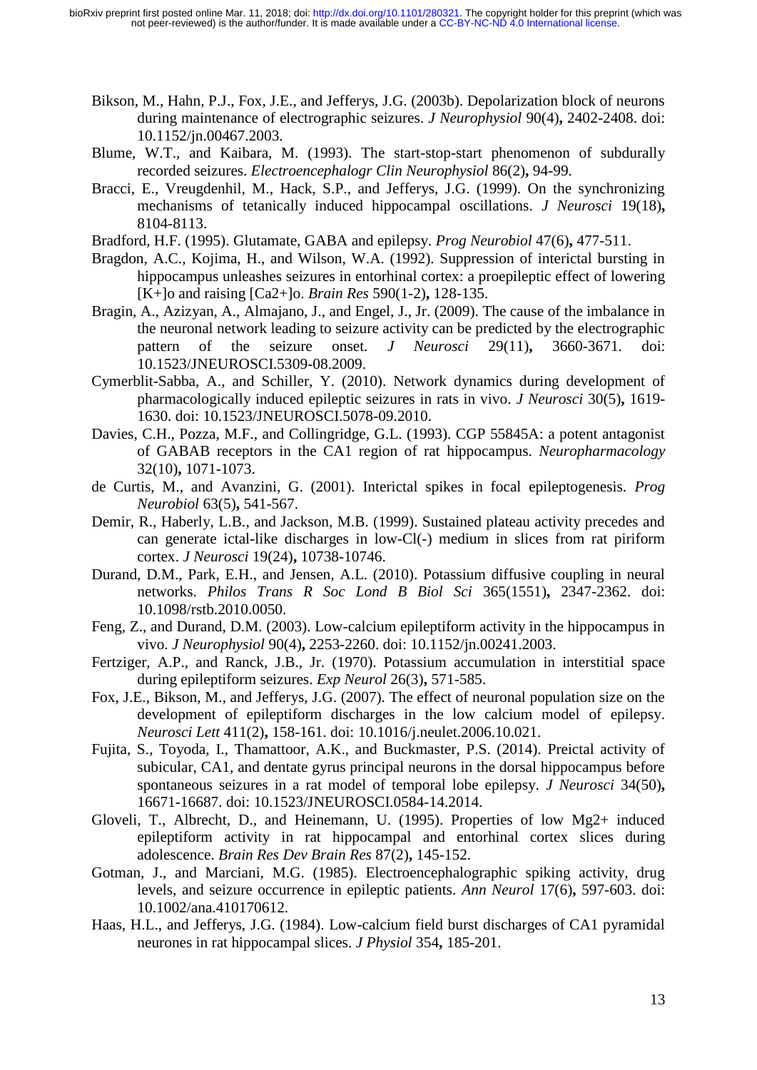Bikson, M., Hahn, P.J., Fox, J.E., and Jefferys, J.G. (2003b). Depolarization block of neurons during maintenance of electrographic seizures. *J Neurophysiol* 90(4)**,** 2402-2408. doi: 10.1152/jn.00467.2003.

Blume, W.T., and Kaibara, M. (1993). The start-stop-start phenomenon of subdurally recorded seizures. *Electroencephalogr Clin Neurophysiol* 86(2)**,** 94-99.

Bracci, E., Vreugdenhil, M., Hack, S.P., and Jefferys, J.G. (1999). On the synchronizing mechanisms of tetanically induced hippocampal oscillations. *J Neurosci* 19(18)**,** 8104-8113.

Bradford, H.F. (1995). Glutamate, GABA and epilepsy. *Prog Neurobiol* 47(6)**,** 477-511.

Bragdon, A.C., Kojima, H., and Wilson, W.A. (1992). Suppression of interictal bursting in hippocampus unleashes seizures in entorhinal cortex: a proepileptic effect of lowering $[K^+]_o$ and raising $[Ca^{2+}]_o$. *Brain Res* 590(1-2)**,** 128-135.

Bragin, A., Azizyan, A., Almajano, J., and Engel, J., Jr. (2009). The cause of the imbalance in the neuronal network leading to seizure activity can be predicted by the electrographic pattern of the seizure onset. *J Neurosci* 29(11)**,** 3660-3671. doi: 10.1523/JNEUROSCI.5309-08.2009.

Cymerblit-Sabba, A., and Schiller, Y. (2010). Network dynamics during development of pharmacologically induced epileptic seizures in rats in vivo. *J Neurosci* 30(5)**,** 1619-1630. doi: 10.1523/JNEUROSCI.5078-09.2010.

Davies, C.H., Pozza, M.F., and Collingridge, G.L. (1993). CGP 55845A: a potent antagonist of GABAB receptors in the CA1 region of rat hippocampus. *Neuropharmacology* 32(10)**,** 1071-1073.

de Curtis, M., and Avanzini, G. (2001). Interictal spikes in focal epileptogenesis. *Prog Neurobiol* 63(5)**,** 541-567.

Demir, R., Haberly, L.B., and Jackson, M.B. (1999). Sustained plateau activity precedes and can generate ictal-like discharges in low-Cl(-) medium in slices from rat piriform cortex. *J Neurosci* 19(24)**,** 10738-10746.

Durand, D.M., Park, E.H., and Jensen, A.L. (2010). Potassium diffusive coupling in neural networks. *Philos Trans R Soc Lond B Biol Sci* 365(1551)**,** 2347-2362. doi: 10.1098/rstb.2010.0050.

Feng, Z., and Durand, D.M. (2003). Low-calcium epileptiform activity in the hippocampus in vivo. *J Neurophysiol* 90(4)**,** 2253-2260. doi: 10.1152/jn.00241.2003.

Fertziger, A.P., and Ranck, J.B., Jr. (1970). Potassium accumulation in interstitial space during epileptiform seizures. *Exp Neurol* 26(3)**,** 571-585.

Fox, J.E., Bikson, M., and Jefferys, J.G. (2007). The effect of neuronal population size on the development of epileptiform discharges in the low calcium model of epilepsy. *Neurosci Lett* 411(2)**,** 158-161. doi: 10.1016/j.neulet.2006.10.021.

Fujita, S., Toyoda, I., Thamattoor, A.K., and Buckmaster, P.S. (2014). Preictal activity of subicular, CA1, and dentate gyrus principal neurons in the dorsal hippocampus before spontaneous seizures in a rat model of temporal lobe epilepsy. *J Neurosci* 34(50)**,** 16671-16687. doi: 10.1523/JNEUROSCI.0584-14.2014.

Gloveli, T., Albrecht, D., and Heinemann, U. (1995). Properties of low $Mg^{2+}$ induced epileptiform activity in rat hippocampal and entorhinal cortex slices during adolescence. *Brain Res Dev Brain Res* 87(2)**,** 145-152.

Gotman, J., and Marciani, M.G. (1985). Electroencephalographic spiking activity, drug levels, and seizure occurrence in epileptic patients. *Ann Neurol* 17(6)**,** 597-603. doi: 10.1002/ana.410170612.

Haas, H.L., and Jefferys, J.G. (1984). Low-calcium field burst discharges of CA1 pyramidal neurones in rat hippocampal slices. *J Physiol* 354**,** 185-201.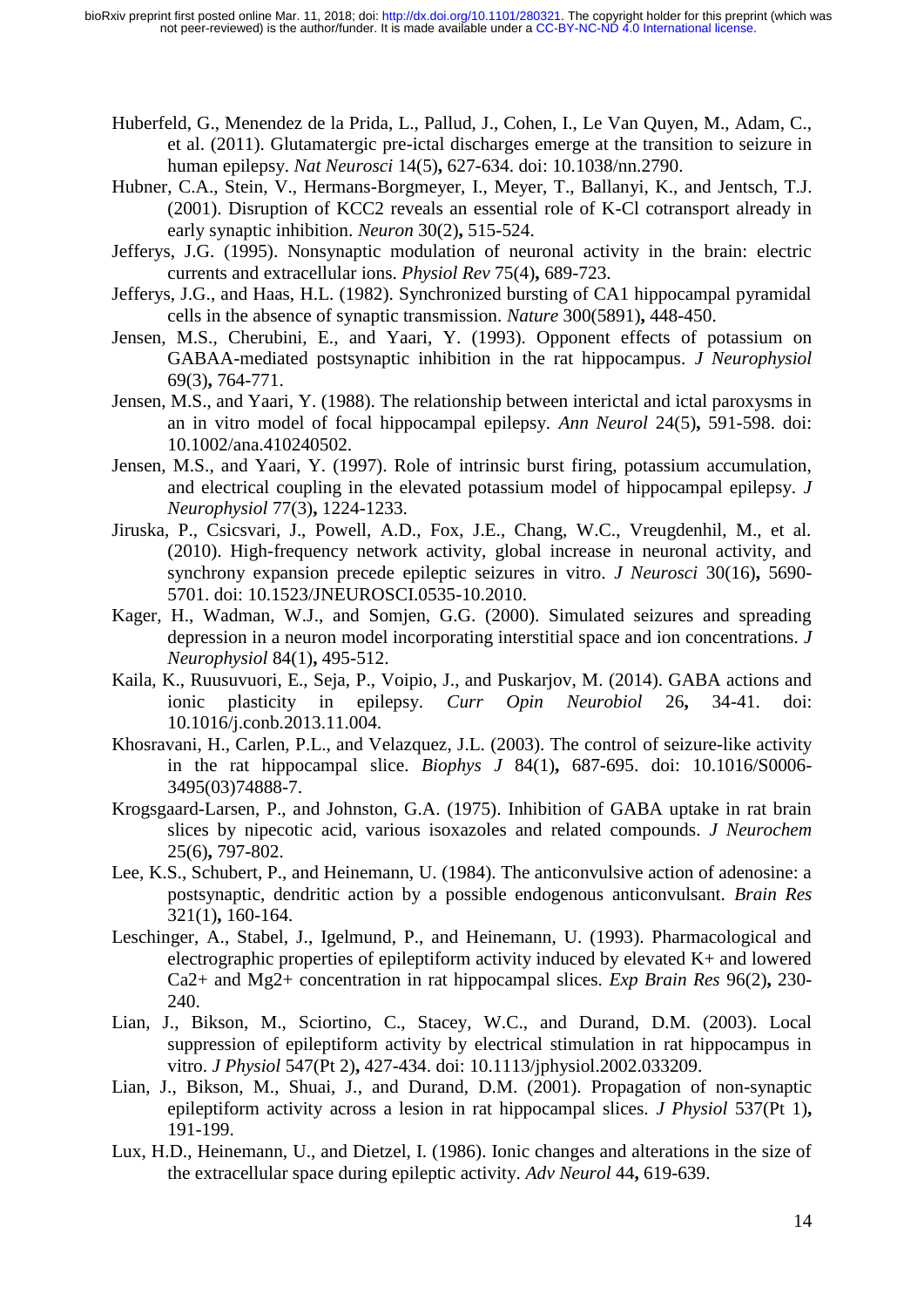Huberfeld, G., Menendez de la Prida, L., Pallud, J., Cohen, I., Le Van Quyen, M., Adam, C., et al. (2011). Glutamatergic pre-ictal discharges emerge at the transition to seizure in human epilepsy. *Nat Neurosci* 14(5)**,** 627-634. doi: 10.1038/nn.2790.

Hubner, C.A., Stein, V., Hermans-Borgmeyer, I., Meyer, T., Ballanyi, K., and Jentsch, T.J. (2001). Disruption of KCC2 reveals an essential role of K-Cl cotransport already in early synaptic inhibition. *Neuron* 30(2)**,** 515-524.

Jefferys, J.G. (1995). Nonsynaptic modulation of neuronal activity in the brain: electric currents and extracellular ions. *Physiol Rev* 75(4)**,** 689-723.

Jefferys, J.G., and Haas, H.L. (1982). Synchronized bursting of CA1 hippocampal pyramidal cells in the absence of synaptic transmission. *Nature* 300(5891)**,** 448-450.

Jensen, M.S., Cherubini, E., and Yaari, Y. (1993). Opponent effects of potassium on GABAA-mediated postsynaptic inhibition in the rat hippocampus. *J Neurophysiol* 69(3)**,** 764-771.

Jensen, M.S., and Yaari, Y. (1988). The relationship between interictal and ictal paroxysms in an in vitro model of focal hippocampal epilepsy. *Ann Neurol* 24(5)**,** 591-598. doi: 10.1002/ana.410240502.

Jensen, M.S., and Yaari, Y. (1997). Role of intrinsic burst firing, potassium accumulation, and electrical coupling in the elevated potassium model of hippocampal epilepsy. *J Neurophysiol* 77(3)**,** 1224-1233.

Jiruska, P., Csicsvari, J., Powell, A.D., Fox, J.E., Chang, W.C., Vreugdenhil, M., et al. (2010). High-frequency network activity, global increase in neuronal activity, and synchrony expansion precede epileptic seizures in vitro. *J Neurosci* 30(16)**,** 5690-5701. doi: 10.1523/JNEUROSCI.0535-10.2010.

Kager, H., Wadman, W.J., and Somjen, G.G. (2000). Simulated seizures and spreading depression in a neuron model incorporating interstitial space and ion concentrations. *J Neurophysiol* 84(1)**,** 495-512.

Kaila, K., Ruusuvuori, E., Seja, P., Voipio, J., and Puskarjov, M. (2014). GABA actions and ionic plasticity in epilepsy. *Curr Opin Neurobiol* 26**,** 34-41. doi: 10.1016/j.conb.2013.11.004.

Khosravani, H., Carlen, P.L., and Velazquez, J.L. (2003). The control of seizure-like activity in the rat hippocampal slice. *Biophys J* 84(1)**,** 687-695. doi: 10.1016/S0006-3495(03)74888-7.

Krogsgaard-Larsen, P., and Johnston, G.A. (1975). Inhibition of GABA uptake in rat brain slices by nipecotic acid, various isoxazoles and related compounds. *J Neurochem* 25(6)**,** 797-802.

Lee, K.S., Schubert, P., and Heinemann, U. (1984). The anticonvulsive action of adenosine: a postsynaptic, dendritic action by a possible endogenous anticonvulsant. *Brain Res* 321(1)**,** 160-164.

Leschinger, A., Stabel, J., Igelmund, P., and Heinemann, U. (1993). Pharmacological and electrographic properties of epileptiform activity induced by elevated K+ and lowered Ca2+ and Mg2+ concentration in rat hippocampal slices. *Exp Brain Res* 96(2)**,** 230-240.

Lian, J., Bikson, M., Sciortino, C., Stacey, W.C., and Durand, D.M. (2003). Local suppression of epileptiform activity by electrical stimulation in rat hippocampus in vitro. *J Physiol* 547(Pt 2)**,** 427-434. doi: 10.1113/jphysiol.2002.033209.

Lian, J., Bikson, M., Shuai, J., and Durand, D.M. (2001). Propagation of non-synaptic epileptiform activity across a lesion in rat hippocampal slices. *J Physiol* 537(Pt 1)**,** 191-199.

Lux, H.D., Heinemann, U., and Dietzel, I. (1986). Ionic changes and alterations in the size of the extracellular space during epileptic activity. *Adv Neurol* 44**,** 619-639.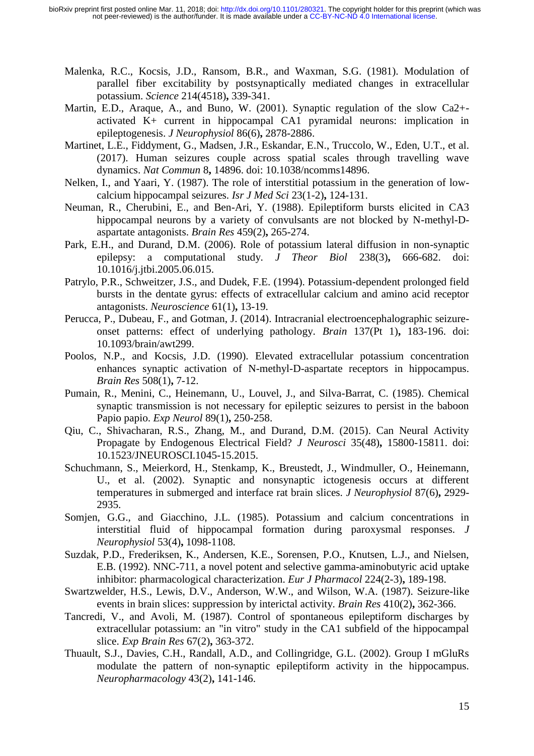Malenka, R.C., Kocsis, J.D., Ransom, B.R., and Waxman, S.G. (1981). Modulation of parallel fiber excitability by postsynaptically mediated changes in extracellular potassium. *Science* 214(4518)**,** 339-341.

Martin, E.D., Araque, A., and Buno, W. (2001). Synaptic regulation of the slow Ca2+-activated K+ current in hippocampal CA1 pyramidal neurons: implication in epileptogenesis. *J Neurophysiol* 86(6)**,** 2878-2886.

Martinet, L.E., Fiddyment, G., Madsen, J.R., Eskandar, E.N., Truccolo, W., Eden, U.T., et al. (2017). Human seizures couple across spatial scales through travelling wave dynamics. *Nat Commun* 8**,** 14896. doi: 10.1038/ncomms14896.

Nelken, I., and Yaari, Y. (1987). The role of interstitial potassium in the generation of low-calcium hippocampal seizures. *Isr J Med Sci* 23(1-2)**,** 124-131.

Neuman, R., Cherubini, E., and Ben-Ari, Y. (1988). Epileptiform bursts elicited in CA3 hippocampal neurons by a variety of convulsants are not blocked by N-methyl-D-aspartate antagonists. *Brain Res* 459(2)**,** 265-274.

Park, E.H., and Durand, D.M. (2006). Role of potassium lateral diffusion in non-synaptic epilepsy: a computational study. *J Theor Biol* 238(3)**,** 666-682. doi: 10.1016/j.jtbi.2005.06.015.

Patrylo, P.R., Schweitzer, J.S., and Dudek, F.E. (1994). Potassium-dependent prolonged field bursts in the dentate gyrus: effects of extracellular calcium and amino acid receptor antagonists. *Neuroscience* 61(1)**,** 13-19.

Perucca, P., Dubeau, F., and Gotman, J. (2014). Intracranial electroencephalographic seizure-onset patterns: effect of underlying pathology. *Brain* 137(Pt 1)**,** 183-196. doi: 10.1093/brain/awt299.

Poolos, N.P., and Kocsis, J.D. (1990). Elevated extracellular potassium concentration enhances synaptic activation of N-methyl-D-aspartate receptors in hippocampus. *Brain Res* 508(1)**,** 7-12.

Pumain, R., Menini, C., Heinemann, U., Louvel, J., and Silva-Barrat, C. (1985). Chemical synaptic transmission is not necessary for epileptic seizures to persist in the baboon Papio papio. *Exp Neurol* 89(1)**,** 250-258.

Qiu, C., Shivacharan, R.S., Zhang, M., and Durand, D.M. (2015). Can Neural Activity Propagate by Endogenous Electrical Field? *J Neurosci* 35(48)**,** 15800-15811. doi: 10.1523/JNEUROSCI.1045-15.2015.

Schuchmann, S., Meierkord, H., Stenkamp, K., Breustedt, J., Windmuller, O., Heinemann, U., et al. (2002). Synaptic and nonsynaptic ictogenesis occurs at different temperatures in submerged and interface rat brain slices. *J Neurophysiol* 87(6)**,** 2929-2935.

Somjen, G.G., and Giacchino, J.L. (1985). Potassium and calcium concentrations in interstitial fluid of hippocampal formation during paroxysmal responses. *J Neurophysiol* 53(4)**,** 1098-1108.

Suzdak, P.D., Frederiksen, K., Andersen, K.E., Sorensen, P.O., Knutsen, L.J., and Nielsen, E.B. (1992). NNC-711, a novel potent and selective gamma-aminobutyric acid uptake inhibitor: pharmacological characterization. *Eur J Pharmacol* 224(2-3)**,** 189-198.

Swartzwelder, H.S., Lewis, D.V., Anderson, W.W., and Wilson, W.A. (1987). Seizure-like events in brain slices: suppression by interictal activity. *Brain Res* 410(2)**,** 362-366.

Tancredi, V., and Avoli, M. (1987). Control of spontaneous epileptiform discharges by extracellular potassium: an "in vitro" study in the CA1 subfield of the hippocampal slice. *Exp Brain Res* 67(2)**,** 363-372.

Thuault, S.J., Davies, C.H., Randall, A.D., and Collingridge, G.L. (2002). Group I mGluRs modulate the pattern of non-synaptic epileptiform activity in the hippocampus. *Neuropharmacology* 43(2)**,** 141-146.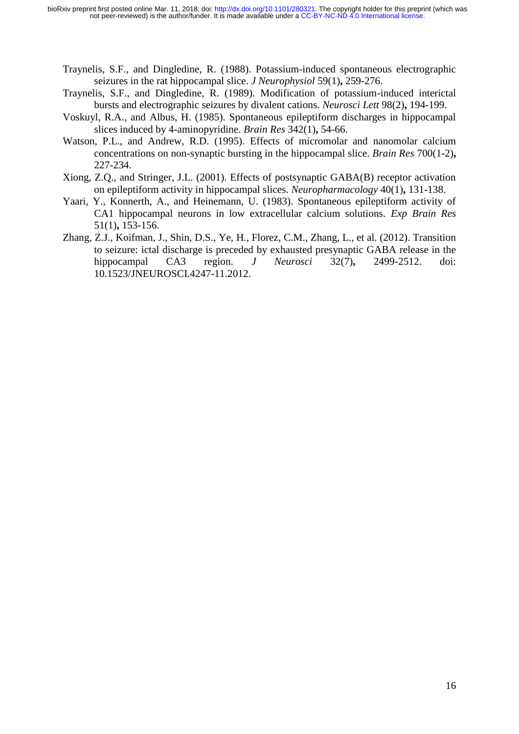Traynelis, S.F., and Dingledine, R. (1988). Potassium-induced spontaneous electrographic seizures in the rat hippocampal slice. *J Neurophysiol* 59(1)**,** 259-276.

Traynelis, S.F., and Dingledine, R. (1989). Modification of potassium-induced interictal bursts and electrographic seizures by divalent cations. *Neurosci Lett* 98(2)**,** 194-199.

Voskuyl, R.A., and Albus, H. (1985). Spontaneous epileptiform discharges in hippocampal slices induced by 4-aminopyridine. *Brain Res* 342(1)**,** 54-66.

Watson, P.L., and Andrew, R.D. (1995). Effects of micromolar and nanomolar calcium concentrations on non-synaptic bursting in the hippocampal slice. *Brain Res* 700(1-2)**,** 227-234.

Xiong, Z.Q., and Stringer, J.L. (2001). Effects of postsynaptic GABA(B) receptor activation on epileptiform activity in hippocampal slices. *Neuropharmacology* 40(1)**,** 131-138.

Yaari, Y., Konnerth, A., and Heinemann, U. (1983). Spontaneous epileptiform activity of CA1 hippocampal neurons in low extracellular calcium solutions. *Exp Brain Res* 51(1)**,** 153-156.

Zhang, Z.J., Koifman, J., Shin, D.S., Ye, H., Florez, C.M., Zhang, L., et al. (2012). Transition to seizure: ictal discharge is preceded by exhausted presynaptic GABA release in the hippocampal CA3 region. *J Neurosci* 32(7)**,** 2499-2512. doi: 10.1523/JNEUROSCI.4247-11.2012.